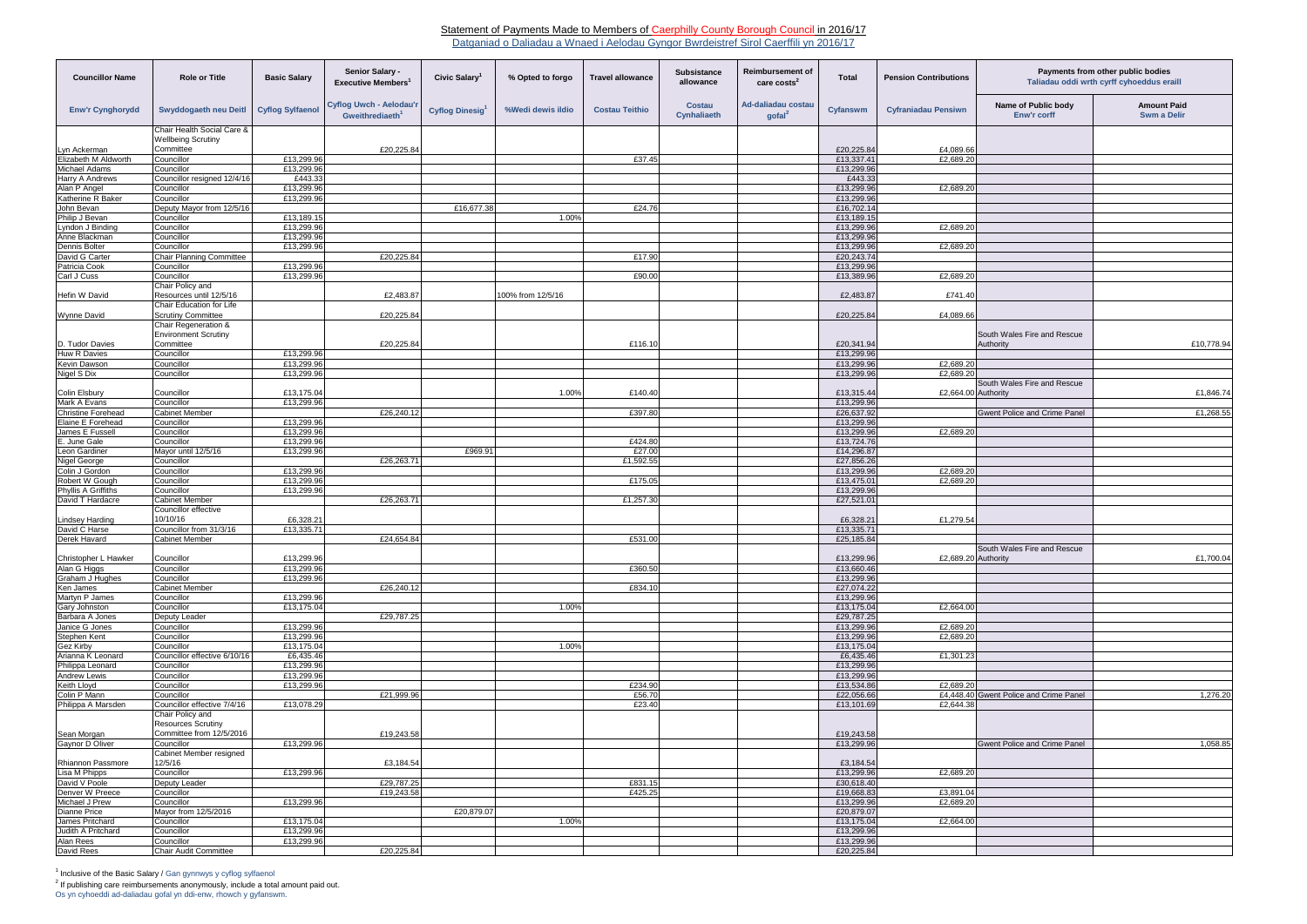# Statement of Payments Made to Members of Caerphilly County Borough Council in 2016/17

Datganiad o Daliadau a Wnaed i Aelodau Gyngor Bwrdeistref Sirol Caerffili yn 2016/17

| Councillor Name | Role or Title | Basic Salary | Senior Salary - Executive Members[1] | Civic Salary[1] | % Opted to forgo | Travel allowance | Subsistance allowance | Reimbursement of care costs[2] | Total | Pension Contributions | Payments from other public bodies Taliadau oddi wrth cyrff cyhoeddus eraill | |
|---|---|---|---|---|---|---|---|---|---|---|---|---|
| Enw'r Cynghorydd | Swyddogaeth neu Deitl | Cyflog Sylfaenol | Cyflog Uwch - Aelodau'r Gweithrediaeth[1] | Cyflog Dinesig[1] | %Wedi dewis ildio | Costau Teithio | Costau Cynhaliaeth | Ad-daliadau costau gofal[2] | Cyfanswm | Cyfraniadau Pensiwn | Name of Public body Enw'r corff | Amount Paid Swm a Delir |
| Lyn Ackerman | Chair Health Social Care & Wellbeing Scrutiny Committee | | £20,225.84 | | | | | | £20,225.84 | £4,089.66 | | |
| Elizabeth M Aldworth | Councillor | £13,299.96 | | | | £37.45 | | | £13,337.41 | £2,689.20 | | |
| Michael Adams | Councillor | £13,299.96 | | | | | | | £13,299.96 | | | |
| Harry A Andrews | Councillor resigned 12/4/16 | £443.33 | | | | | | | £443.33 | | | |
| Alan P Angel | Councillor | £13,299.96 | | | | | | | £13,299.96 | £2,689.20 | | |
| Katherine R Baker | Councillor | £13,299.96 | | | | | | | £13,299.96 | | | |
| John Bevan | Deputy Mayor from 12/5/16 | | | £16,677.38 | | £24.76 | | | £16,702.14 | | | |
| Philip J Bevan | Councillor | £13,189.15 | | | 1.00% | | | | £13,189.15 | | | |
| Lyndon J Binding | Councillor | £13,299.96 | | | | | | | £13,299.96 | £2,689.20 | | |
| Anne Blackman | Councillor | £13,299.96 | | | | | | | £13,299.96 | | | |
| Dennis Bolter | Councillor | £13,299.96 | | | | | | | £13,299.96 | £2,689.20 | | |
| David G Carter | Chair Planning Committee | | £20,225.84 | | | £17.90 | | | £20,243.74 | | | |
| Patricia Cook | Councillor | £13,299.96 | | | | | | | £13,299.96 | | | |
| Carl J Cuss | Councillor | £13,299.96 | | | | £90.00 | | | £13,389.96 | £2,689.20 | | |
| Hefin W David | Chair Policy and Resources until 12/5/16 | | £2,483.87 | | 100% from 12/5/16 | | | | £2,483.87 | £741.40 | | |
| Wynne David | Chair Education for Life Scrutiny Committee | | £20,225.84 | | | | | | £20,225.84 | £4,089.66 | | |
| D. Tudor Davies | Chair Regeneration & Environment Scrutiny Committee | | £20,225.84 | | | £116.10 | | | £20,341.94 | | South Wales Fire and Rescue Authority | £10,778.94 |
| Huw R Davies | Councillor | £13,299.96 | | | | | | | £13,299.96 | | | |
| Kevin Dawson | Councillor | £13,299.96 | | | | | | | £13,299.96 | £2,689.20 | | |
| Nigel S Dix | Councillor | £13,299.96 | | | | | | | £13,299.96 | £2,689.20 | | |
| Colin Elsbury | Councillor | £13,175.04 | | | 1.00% | £140.40 | | | £13,315.44 | £2,664.00 | South Wales Fire and Rescue Authority | £1,846.74 |
| Mark A Evans | Councillor | £13,299.96 | | | | | | | £13,299.96 | | | |
| Christine Forehead | Cabinet Member | | £26,240.12 | | | £397.80 | | | £26,637.92 | | Gwent Police and Crime Panel | £1,268.55 |
| Elaine E Forehead | Councillor | £13,299.96 | | | | | | | £13,299.96 | | | |
| James E Fussell | Councillor | £13,299.96 | | | | | | | £13,299.96 | £2,689.20 | | |
| E. June Gale | Councillor | £13,299.96 | | | | £424.80 | | | £13,724.76 | | | |
| Leon Gardiner | Mayor until 12/5/16 | £13,299.96 | | £969.91 | | £27.00 | | | £14,296.87 | | | |
| Nigel George | Councillor | | £26,263.71 | | | £1,592.55 | | | £27,856.26 | | | |
| Colin J Gordon | Councillor | £13,299.96 | | | | | | | £13,299.96 | £2,689.20 | | |
| Robert W Gough | Councillor | £13,299.96 | | | | £175.05 | | | £13,475.01 | £2,689.20 | | |
| Phyllis A Griffiths | Councillor | £13,299.96 | | | | | | | £13,299.96 | | | |
| David T Hardacre | Cabinet Member | | £26,263.71 | | | £1,257.30 | | | £27,521.01 | | | |
| Lindsey Harding | Councillor effective 10/10/16 | £6,328.21 | | | | | | | £6,328.21 | £1,279.54 | | |
| David C Harse | Councillor from 31/3/16 | £13,335.71 | | | | | | | £13,335.71 | | | |
| Derek Havard | Cabinet Member | | £24,654.84 | | | £531.00 | | | £25,185.84 | | | |
| Christopher L Hawker | Councillor | £13,299.96 | | | | | | | £13,299.96 | £2,689.20 | South Wales Fire and Rescue Authority | £1,700.04 |
| Alan G Higgs | Councillor | £13,299.96 | | | | £360.50 | | | £13,660.46 | | | |
| Graham J Hughes | Councillor | £13,299.96 | | | | | | | £13,299.96 | | | |
| Ken James | Cabinet Member | | £26,240.12 | | | £834.10 | | | £27,074.22 | | | |
| Martyn P James | Councillor | £13,299.96 | | | | | | | £13,299.96 | | | |
| Gary Johnston | Councillor | £13,175.04 | | | 1.00% | | | | £13,175.04 | £2,664.00 | | |
| Barbara A Jones | Deputy Leader | | £29,787.25 | | | | | | £29,787.25 | | | |
| Janice G Jones | Councillor | £13,299.96 | | | | | | | £13,299.96 | £2,689.20 | | |
| Stephen Kent | Councillor | £13,299.96 | | | | | | | £13,299.96 | £2,689.20 | | |
| Gez Kirby | Councillor | £13,175.04 | | | 1.00% | | | | £13,175.04 | | | |
| Arianna K Leonard | Councillor effective 6/10/16 | £6,435.46 | | | | | | | £6,435.46 | £1,301.23 | | |
| Philippa Leonard | Councillor | £13,299.96 | | | | | | | £13,299.96 | | | |
| Andrew Lewis | Councillor | £13,299.96 | | | | | | | £13,299.96 | | | |
| Keith Lloyd | Councillor | £13,299.96 | | | | £234.90 | | | £13,534.86 | £2,689.20 | | |
| Colin P Mann | Councillor | | £21,999.96 | | | £56.70 | | | £22,056.66 | £4,448.40 | Gwent Police and Crime Panel | 1,276.20 |
| Philippa A Marsden | Councillor effective 7/4/16 | £13,078.29 | | | | £23.40 | | | £13,101.69 | £2,644.38 | | |
| Sean Morgan | Chair Policy and Resources Scrutiny Committee from 12/5/2016 | | £19,243.58 | | | | | | £19,243.58 | | | |
| Gaynor D Oliver | Councillor | £13,299.96 | | | | | | | £13,299.96 | | Gwent Police and Crime Panel | 1,058.85 |
| Rhiannon Passmore | Cabinet Member resigned 12/5/16 | | £3,184.54 | | | | | | £3,184.54 | | | |
| Lisa M Phipps | Councillor | £13,299.96 | | | | | | | £13,299.96 | £2,689.20 | | |
| David V Poole | Deputy Leader | | £29,787.25 | | | £831.15 | | | £30,618.40 | | | |
| Denver W Preece | Councillor | | £19,243.58 | | | £425.25 | | | £19,668.83 | £3,891.04 | | |
| Michael J Prew | Councillor | £13,299.96 | | | | | | | £13,299.96 | £2,689.20 | | |
| Dianne Price | Mayor from 12/5/2016 | | | £20,879.07 | | | | | £20,879.07 | | | |
| James Pritchard | Councillor | £13,175.04 | | | 1.00% | | | | £13,175.04 | £2,664.00 | | |
| Judith A Pritchard | Councillor | £13,299.96 | | | | | | | £13,299.96 | | | |
| Alan Rees | Councillor | £13,299.96 | | | | | | | £13,299.96 | | | |
| David Rees | Chair Audit Committee | | £20,225.84 | | | | | | £20,225.84 | | | |

[1] Inclusive of the Basic Salary / Gan gynnwys y cyflog sylfaenol

[2] If publishing care reimbursements anonymously, include a total amount paid out.
Os yn cyhoeddi ad-daliadau gofal yn ddi-enw, rhowch y gyfanswm.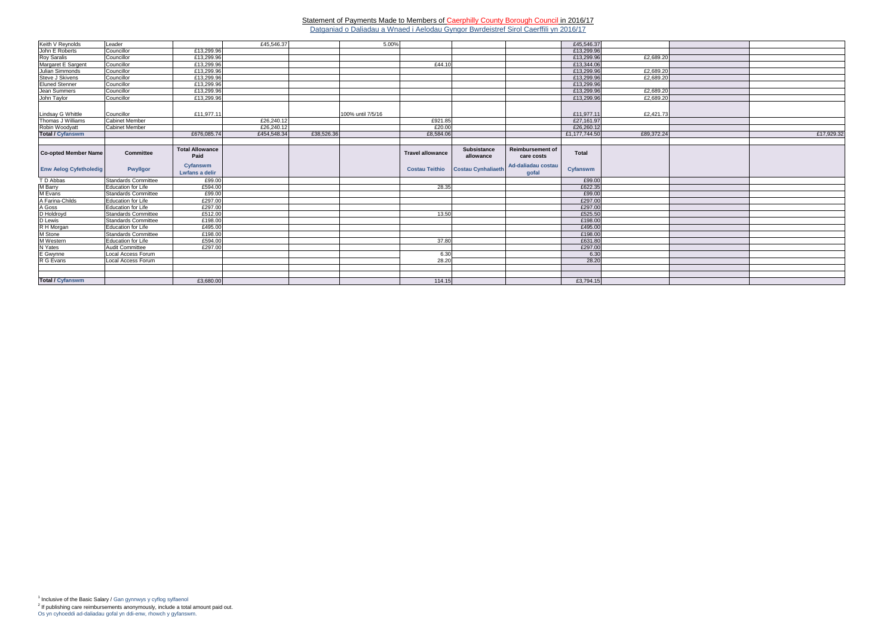Statement of Payments Made to Members of Caerphilly County Borough Council in 2016/17

Datganiad o Daliadau a Wnaed i Aelodau Gyngor Bwrdeistref Sirol Caerffili yn 2016/17

| | | | | | | | | | | | | |
|---|---|---|---|---|---|---|---|---|---|---|---|---|
| Keith V Reynolds | Leader | | £45,546.37 | | 5.00% | | | | £45,546.37 | | | |
| John E Roberts | Councillor | £13,299.96 | | | | | | | £13,299.96 | | | |
| Roy Saralis | Councillor | £13,299.96 | | | | | | | £13,299.96 | £2,689.20 | | |
| Margaret E Sargent | Councillor | £13,299.96 | | | | £44.10 | | | £13,344.06 | | | |
| Julian Simmonds | Councillor | £13,299.96 | | | | | | | £13,299.96 | £2,689.20 | | |
| Steve J Skivens | Councillor | £13,299.96 | | | | | | | £13,299.96 | £2,689.20 | | |
| Eluned Stenner | Councillor | £13,299.96 | | | | | | | £13,299.96 | | | |
| Jean Summers | Councillor | £13,299.96 | | | | | | | £13,299.96 | £2,689.20 | | |
| John Taylor | Councillor | £13,299.96 | | | | | | | £13,299.96 | £2,689.20 | | |
| Lindsay G Whittle | Councillor | £11,977.11 | | | 100% until 7/5/16 | | | | £11,977.11 | £2,421.73 | | |
| Thomas J Williams | Cabinet Member | | £26,240.12 | | | £921.85 | | | £27,161.97 | | | |
| Robin Woodyatt | Cabinet Member | | £26,240.12 | | | £20.00 | | | £26,260.12 | | | |
| **Total / Cyfanswm** | | £676,085.74 | £454,548.34 | £38,526.36 | | £8,584.06 | | | £1,177,744.50 | £89,372.24 | | £17,929.32 |
| | | | | | | | | | | | | |
| **Co-opted Member Name** | **Committee** | **Total Allowance Paid** | | | | **Travel allowance** | **Subsistence allowance** | **Reimbursement of care costs** | **Total** | | | |
| **Enw Aelog Cyfetholedig** | **Pwyllgor** | **Cyfanswm Lwfans a delir** | | | | **Costau Teithio** | **Costau Cynhaliaeth** | **Ad-daliadau costau gofal** | **Cyfanswm** | | | |
| T D Abbas | Standards Committee | £99.00 | | | | | | | £99.00 | | | |
| M Barry | Education for Life | £594.00 | | | | 28.35 | | | £622.35 | | | |
| M Evans | Standards Committee | £99.00 | | | | | | | £99.00 | | | |
| A Farina-Childs | Education for Life | £297.00 | | | | | | | £297.00 | | | |
| A Goss | Education for Life | £297.00 | | | | | | | £297.00 | | | |
| D Holdroyd | Standards Committee | £512.00 | | | | 13.50 | | | £525.50 | | | |
| D Lewis | Standards Committee | £198.00 | | | | | | | £198.00 | | | |
| R H Morgan | Education for Life | £495.00 | | | | | | | £495.00 | | | |
| M Stone | Standards Committee | £198.00 | | | | | | | £198.00 | | | |
| M Western | Education for Life | £594.00 | | | | 37.80 | | | £631.80 | | | |
| N Yates | Audit Committee | £297.00 | | | | | | | £297.00 | | | |
| E Gwynne | Local Access Forum | | | | | 6.30 | | | 6.30 | | | |
| R G Evans | Local Access Forum | | | | | 28.20 | | | 28.20 | | | |
| | | | | | | | | | | | | |
| | | | | | | | | | | | | |
| **Total / Cyfanswm** | | £3,680.00 | | | | 114.15 | | | £3,794.15 | | | |

[1] Inclusive of the Basic Salary / Gan gynnwys y cyflog sylfaenol

[2] If publishing care reimbursements anonymously, include a total amount paid out.
Os yn cyhoeddi ad-daliadau gofal yn ddi-enw, rhowch y gyfanswm.